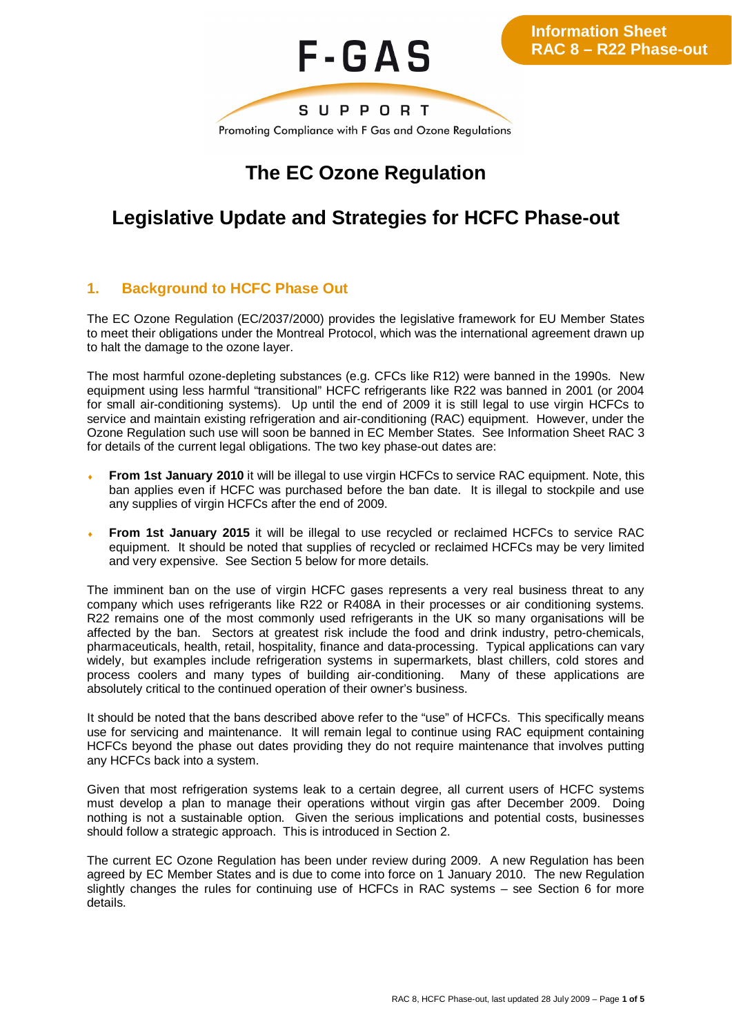F-GAS SUPPORT

Promoting Compliance with F Gas and Ozone Regulations

**Information Sheet**
**RAC 8 – R22 Phase-out**

# The EC Ozone Regulation

# Legislative Update and Strategies for HCFC Phase-out

## 1. Background to HCFC Phase Out

The EC Ozone Regulation (EC/2037/2000) provides the legislative framework for EU Member States to meet their obligations under the Montreal Protocol, which was the international agreement drawn up to halt the damage to the ozone layer.

The most harmful ozone-depleting substances (e.g. CFCs like R12) were banned in the 1990s. New equipment using less harmful "transitional" HCFC refrigerants like R22 was banned in 2001 (or 2004 for small air-conditioning systems). Up until the end of 2009 it is still legal to use virgin HCFCs to service and maintain existing refrigeration and air-conditioning (RAC) equipment. However, under the Ozone Regulation such use will soon be banned in EC Member States. See Information Sheet RAC 3 for details of the current legal obligations. The two key phase-out dates are:

- **From 1st January 2010** it will be illegal to use virgin HCFCs to service RAC equipment. Note, this ban applies even if HCFC was purchased before the ban date. It is illegal to stockpile and use any supplies of virgin HCFCs after the end of 2009.
- **From 1st January 2015** it will be illegal to use recycled or reclaimed HCFCs to service RAC equipment. It should be noted that supplies of recycled or reclaimed HCFCs may be very limited and very expensive. See Section 5 below for more details.

The imminent ban on the use of virgin HCFC gases represents a very real business threat to any company which uses refrigerants like R22 or R408A in their processes or air conditioning systems. R22 remains one of the most commonly used refrigerants in the UK so many organisations will be affected by the ban. Sectors at greatest risk include the food and drink industry, petro-chemicals, pharmaceuticals, health, retail, hospitality, finance and data-processing. Typical applications can vary widely, but examples include refrigeration systems in supermarkets, blast chillers, cold stores and process coolers and many types of building air-conditioning. Many of these applications are absolutely critical to the continued operation of their owner's business.

It should be noted that the bans described above refer to the "use" of HCFCs. This specifically means use for servicing and maintenance. It will remain legal to continue using RAC equipment containing HCFCs beyond the phase out dates providing they do not require maintenance that involves putting any HCFCs back into a system.

Given that most refrigeration systems leak to a certain degree, all current users of HCFC systems must develop a plan to manage their operations without virgin gas after December 2009. Doing nothing is not a sustainable option. Given the serious implications and potential costs, businesses should follow a strategic approach. This is introduced in Section 2.

The current EC Ozone Regulation has been under review during 2009. A new Regulation has been agreed by EC Member States and is due to come into force on 1 January 2010. The new Regulation slightly changes the rules for continuing use of HCFCs in RAC systems – see Section 6 for more details.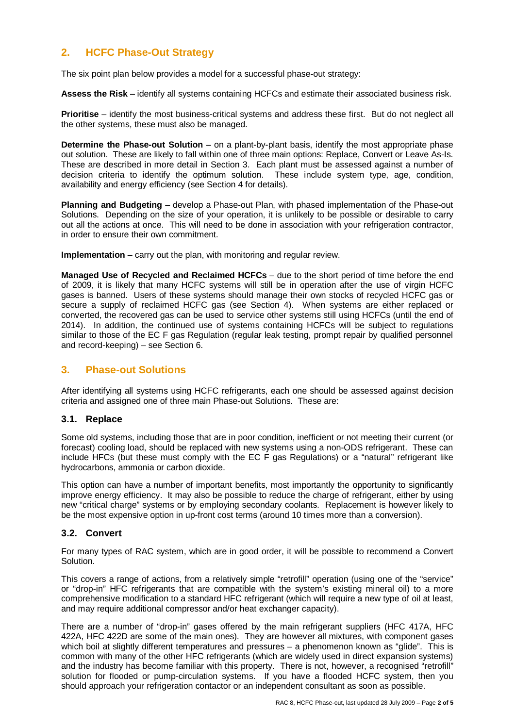## 2. HCFC Phase-Out Strategy

The six point plan below provides a model for a successful phase-out strategy:

**Assess the Risk** – identify all systems containing HCFCs and estimate their associated business risk.

**Prioritise** – identify the most business-critical systems and address these first. But do not neglect all the other systems, these must also be managed.

**Determine the Phase-out Solution** – on a plant-by-plant basis, identify the most appropriate phase out solution. These are likely to fall within one of three main options: Replace, Convert or Leave As-Is. These are described in more detail in Section 3. Each plant must be assessed against a number of decision criteria to identify the optimum solution. These include system type, age, condition, availability and energy efficiency (see Section 4 for details).

**Planning and Budgeting** – develop a Phase-out Plan, with phased implementation of the Phase-out Solutions. Depending on the size of your operation, it is unlikely to be possible or desirable to carry out all the actions at once. This will need to be done in association with your refrigeration contractor, in order to ensure their own commitment.

**Implementation** – carry out the plan, with monitoring and regular review.

**Managed Use of Recycled and Reclaimed HCFCs** – due to the short period of time before the end of 2009, it is likely that many HCFC systems will still be in operation after the use of virgin HCFC gases is banned. Users of these systems should manage their own stocks of recycled HCFC gas or secure a supply of reclaimed HCFC gas (see Section 4). When systems are either replaced or converted, the recovered gas can be used to service other systems still using HCFCs (until the end of 2014). In addition, the continued use of systems containing HCFCs will be subject to regulations similar to those of the EC F gas Regulation (regular leak testing, prompt repair by qualified personnel and record-keeping) – see Section 6.

## 3. Phase-out Solutions

After identifying all systems using HCFC refrigerants, each one should be assessed against decision criteria and assigned one of three main Phase-out Solutions. These are:

### 3.1. Replace

Some old systems, including those that are in poor condition, inefficient or not meeting their current (or forecast) cooling load, should be replaced with new systems using a non-ODS refrigerant. These can include HFCs (but these must comply with the EC F gas Regulations) or a "natural" refrigerant like hydrocarbons, ammonia or carbon dioxide.

This option can have a number of important benefits, most importantly the opportunity to significantly improve energy efficiency. It may also be possible to reduce the charge of refrigerant, either by using new "critical charge" systems or by employing secondary coolants. Replacement is however likely to be the most expensive option in up-front cost terms (around 10 times more than a conversion).

### 3.2. Convert

For many types of RAC system, which are in good order, it will be possible to recommend a Convert Solution.

This covers a range of actions, from a relatively simple "retrofill" operation (using one of the "service" or "drop-in" HFC refrigerants that are compatible with the system's existing mineral oil) to a more comprehensive modification to a standard HFC refrigerant (which will require a new type of oil at least, and may require additional compressor and/or heat exchanger capacity).

There are a number of "drop-in" gases offered by the main refrigerant suppliers (HFC 417A, HFC 422A, HFC 422D are some of the main ones). They are however all mixtures, with component gases which boil at slightly different temperatures and pressures – a phenomenon known as "glide". This is common with many of the other HFC refrigerants (which are widely used in direct expansion systems) and the industry has become familiar with this property. There is not, however, a recognised "retrofill" solution for flooded or pump-circulation systems. If you have a flooded HCFC system, then you should approach your refrigeration contactor or an independent consultant as soon as possible.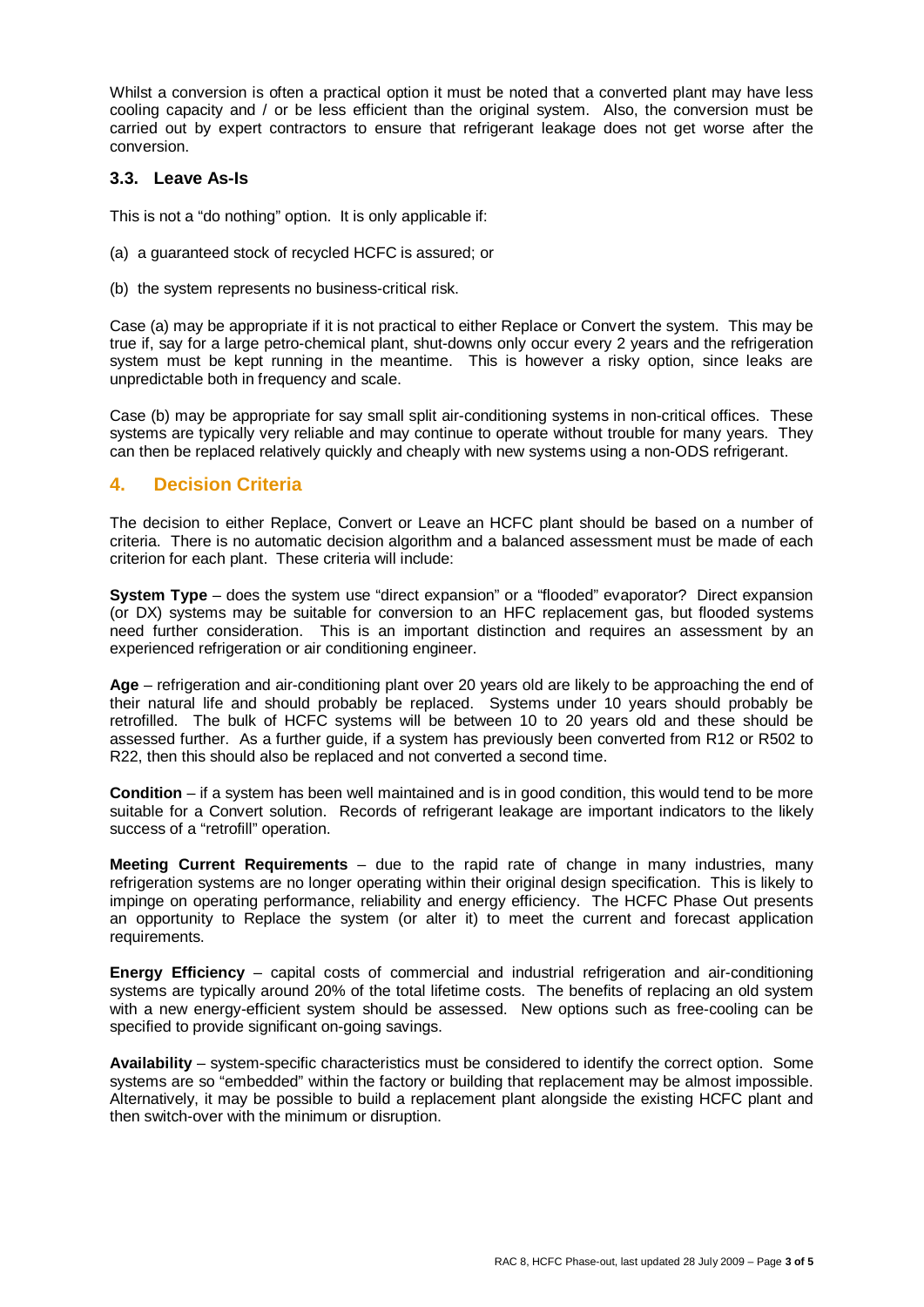Whilst a conversion is often a practical option it must be noted that a converted plant may have less cooling capacity and / or be less efficient than the original system. Also, the conversion must be carried out by expert contractors to ensure that refrigerant leakage does not get worse after the conversion.

### 3.3. Leave As-Is

This is not a "do nothing" option. It is only applicable if:

(a) a guaranteed stock of recycled HCFC is assured; or

(b) the system represents no business-critical risk.

Case (a) may be appropriate if it is not practical to either Replace or Convert the system. This may be true if, say for a large petro-chemical plant, shut-downs only occur every 2 years and the refrigeration system must be kept running in the meantime. This is however a risky option, since leaks are unpredictable both in frequency and scale.

Case (b) may be appropriate for say small split air-conditioning systems in non-critical offices. These systems are typically very reliable and may continue to operate without trouble for many years. They can then be replaced relatively quickly and cheaply with new systems using a non-ODS refrigerant.

## 4. Decision Criteria

The decision to either Replace, Convert or Leave an HCFC plant should be based on a number of criteria. There is no automatic decision algorithm and a balanced assessment must be made of each criterion for each plant. These criteria will include:

**System Type** – does the system use "direct expansion" or a "flooded" evaporator? Direct expansion (or DX) systems may be suitable for conversion to an HFC replacement gas, but flooded systems need further consideration. This is an important distinction and requires an assessment by an experienced refrigeration or air conditioning engineer.

**Age** – refrigeration and air-conditioning plant over 20 years old are likely to be approaching the end of their natural life and should probably be replaced. Systems under 10 years should probably be retrofilled. The bulk of HCFC systems will be between 10 to 20 years old and these should be assessed further. As a further guide, if a system has previously been converted from R12 or R502 to R22, then this should also be replaced and not converted a second time.

**Condition** – if a system has been well maintained and is in good condition, this would tend to be more suitable for a Convert solution. Records of refrigerant leakage are important indicators to the likely success of a "retrofill" operation.

**Meeting Current Requirements** – due to the rapid rate of change in many industries, many refrigeration systems are no longer operating within their original design specification. This is likely to impinge on operating performance, reliability and energy efficiency. The HCFC Phase Out presents an opportunity to Replace the system (or alter it) to meet the current and forecast application requirements.

**Energy Efficiency** – capital costs of commercial and industrial refrigeration and air-conditioning systems are typically around 20% of the total lifetime costs. The benefits of replacing an old system with a new energy-efficient system should be assessed. New options such as free-cooling can be specified to provide significant on-going savings.

**Availability** – system-specific characteristics must be considered to identify the correct option. Some systems are so "embedded" within the factory or building that replacement may be almost impossible. Alternatively, it may be possible to build a replacement plant alongside the existing HCFC plant and then switch-over with the minimum or disruption.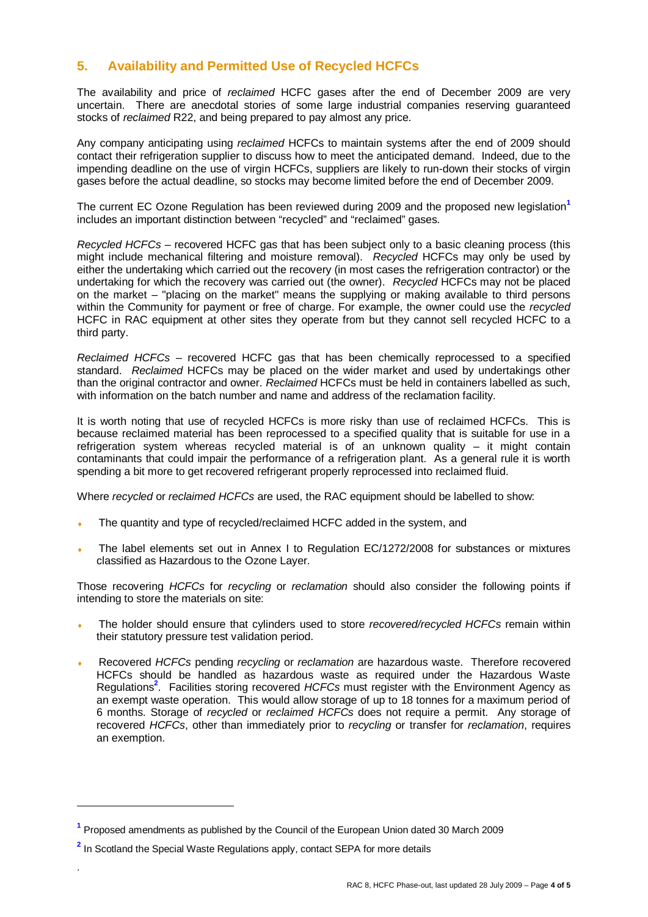## 5. Availability and Permitted Use of Recycled HCFCs

The availability and price of *reclaimed* HCFC gases after the end of December 2009 are very uncertain. There are anecdotal stories of some large industrial companies reserving guaranteed stocks of *reclaimed* R22, and being prepared to pay almost any price.

Any company anticipating using *reclaimed* HCFCs to maintain systems after the end of 2009 should contact their refrigeration supplier to discuss how to meet the anticipated demand. Indeed, due to the impending deadline on the use of virgin HCFCs, suppliers are likely to run-down their stocks of virgin gases before the actual deadline, so stocks may become limited before the end of December 2009.

The current EC Ozone Regulation has been reviewed during 2009 and the proposed new legislation[1] includes an important distinction between "recycled" and "reclaimed" gases.

*Recycled HCFCs* – recovered HCFC gas that has been subject only to a basic cleaning process (this might include mechanical filtering and moisture removal). *Recycled* HCFCs may only be used by either the undertaking which carried out the recovery (in most cases the refrigeration contractor) or the undertaking for which the recovery was carried out (the owner). *Recycled* HCFCs may not be placed on the market – "placing on the market" means the supplying or making available to third persons within the Community for payment or free of charge. For example, the owner could use the *recycled* HCFC in RAC equipment at other sites they operate from but they cannot sell recycled HCFC to a third party.

*Reclaimed HCFCs* – recovered HCFC gas that has been chemically reprocessed to a specified standard. *Reclaimed* HCFCs may be placed on the wider market and used by undertakings other than the original contractor and owner. *Reclaimed* HCFCs must be held in containers labelled as such, with information on the batch number and name and address of the reclamation facility.

It is worth noting that use of recycled HCFCs is more risky than use of reclaimed HCFCs. This is because reclaimed material has been reprocessed to a specified quality that is suitable for use in a refrigeration system whereas recycled material is of an unknown quality – it might contain contaminants that could impair the performance of a refrigeration plant. As a general rule it is worth spending a bit more to get recovered refrigerant properly reprocessed into reclaimed fluid.

Where *recycled* or *reclaimed HCFCs* are used, the RAC equipment should be labelled to show:

- The quantity and type of recycled/reclaimed HCFC added in the system, and
- The label elements set out in Annex I to Regulation EC/1272/2008 for substances or mixtures classified as Hazardous to the Ozone Layer.

Those recovering *HCFCs* for *recycling* or *reclamation* should also consider the following points if intending to store the materials on site:

- The holder should ensure that cylinders used to store *recovered/recycled HCFCs* remain within their statutory pressure test validation period.
- Recovered *HCFCs* pending *recycling* or *reclamation* are hazardous waste. Therefore recovered HCFCs should be handled as hazardous waste as required under the Hazardous Waste Regulations[2]. Facilities storing recovered *HCFCs* must register with the Environment Agency as an exempt waste operation. This would allow storage of up to 18 tonnes for a maximum period of 6 months. Storage of *recycled* or *reclaimed HCFCs* does not require a permit. Any storage of recovered *HCFCs*, other than immediately prior to *recycling* or transfer for *reclamation*, requires an exemption.

---

[1] Proposed amendments as published by the Council of the European Union dated 30 March 2009

[2] In Scotland the Special Waste Regulations apply, contact SEPA for more details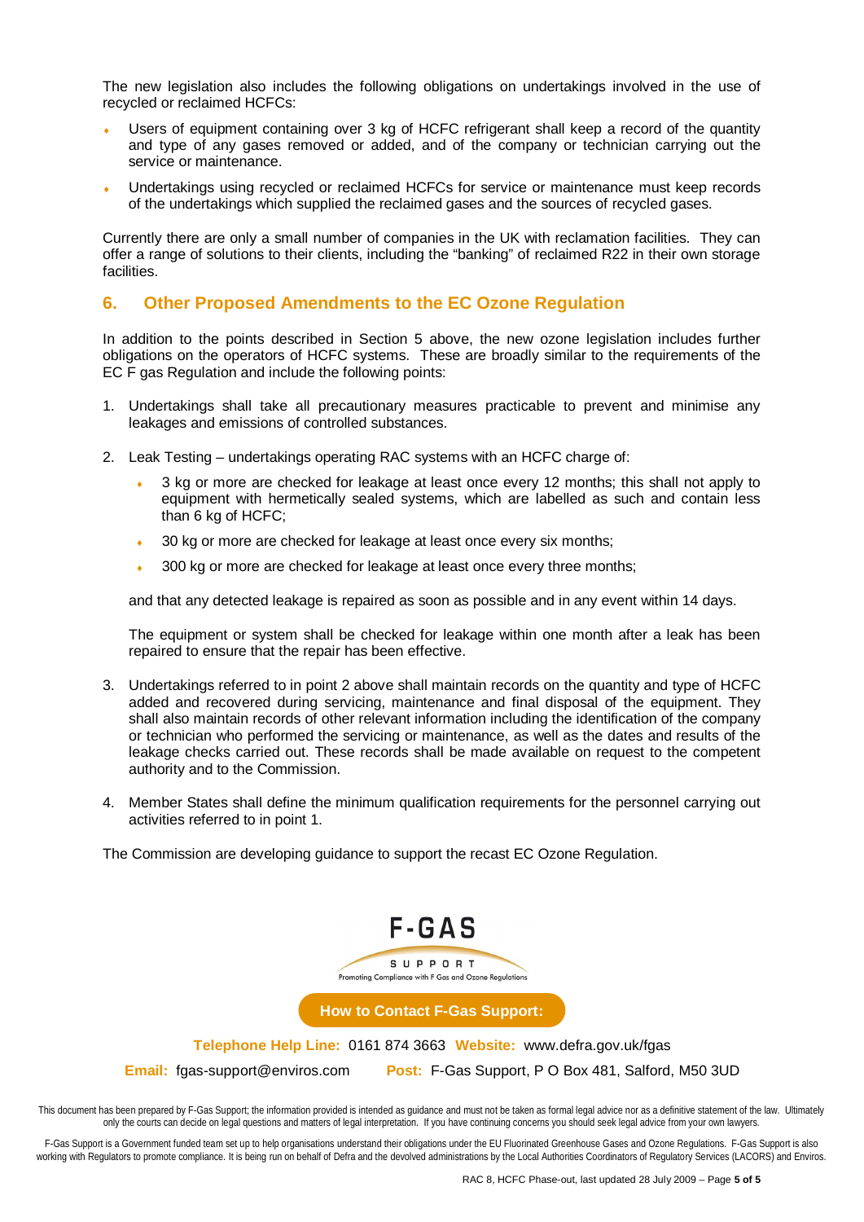The new legislation also includes the following obligations on undertakings involved in the use of recycled or reclaimed HCFCs:

- Users of equipment containing over 3 kg of HCFC refrigerant shall keep a record of the quantity and type of any gases removed or added, and of the company or technician carrying out the service or maintenance.
- Undertakings using recycled or reclaimed HCFCs for service or maintenance must keep records of the undertakings which supplied the reclaimed gases and the sources of recycled gases.

Currently there are only a small number of companies in the UK with reclamation facilities. They can offer a range of solutions to their clients, including the "banking" of reclaimed R22 in their own storage facilities.

## 6. Other Proposed Amendments to the EC Ozone Regulation

In addition to the points described in Section 5 above, the new ozone legislation includes further obligations on the operators of HCFC systems. These are broadly similar to the requirements of the EC F gas Regulation and include the following points:

1. Undertakings shall take all precautionary measures practicable to prevent and minimise any leakages and emissions of controlled substances.

2. Leak Testing – undertakings operating RAC systems with an HCFC charge of:

   - 3 kg or more are checked for leakage at least once every 12 months; this shall not apply to equipment with hermetically sealed systems, which are labelled as such and contain less than 6 kg of HCFC;
   - 30 kg or more are checked for leakage at least once every six months;
   - 300 kg or more are checked for leakage at least once every three months;

   and that any detected leakage is repaired as soon as possible and in any event within 14 days.

   The equipment or system shall be checked for leakage within one month after a leak has been repaired to ensure that the repair has been effective.

3. Undertakings referred to in point 2 above shall maintain records on the quantity and type of HCFC added and recovered during servicing, maintenance and final disposal of the equipment. They shall also maintain records of other relevant information including the identification of the company or technician who performed the servicing or maintenance, as well as the dates and results of the leakage checks carried out. These records shall be made available on request to the competent authority and to the Commission.

4. Member States shall define the minimum qualification requirements for the personnel carrying out activities referred to in point 1.

The Commission are developing guidance to support the recast EC Ozone Regulation.

F-GAS SUPPORT

Promoting Compliance with F Gas and Ozone Regulations

**How to Contact F-Gas Support:**

**Telephone Help Line:** 0161 874 3663 **Website:** www.defra.gov.uk/fgas

**Email:** fgas-support@enviros.com **Post:** F-Gas Support, P O Box 481, Salford, M50 3UD

This document has been prepared by F-Gas Support; the information provided is intended as guidance and must not be taken as formal legal advice nor as a definitive statement of the law. Ultimately only the courts can decide on legal questions and matters of legal interpretation. If you have continuing concerns you should seek legal advice from your own lawyers.

F-Gas Support is a Government funded team set up to help organisations understand their obligations under the EU Fluorinated Greenhouse Gases and Ozone Regulations. F-Gas Support is also working with Regulators to promote compliance. It is being run on behalf of Defra and the devolved administrations by the Local Authorities Coordinators of Regulatory Services (LACORS) and Enviros.

RAC 8, HCFC Phase-out, last updated 28 July 2009